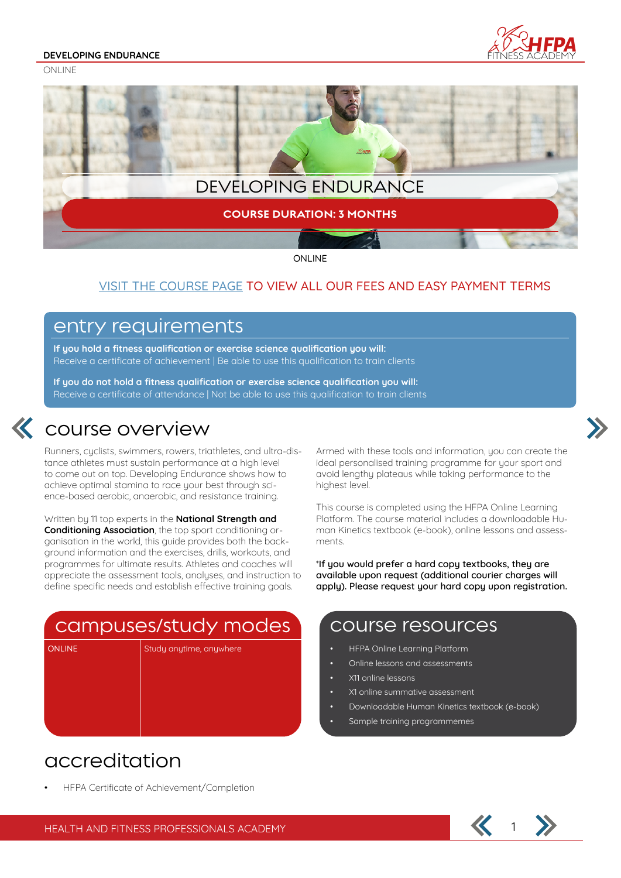DEVELOPING ENDURANCE

ONLINE

# DEVELOPING ENDURANCE

**COURSE DURATION: 3 MONTHS**

ONLINE

VISIT THE COURSE PAGE TO VIEW ALL OUR FEES AND EASY PAYMENT TERMS

## entry requirements

**If you hold a fitness qualification or exercise science qualification you will:**
Receive a certificate of achievement | Be able to use this qualification to train clients

**If you do not hold a fitness qualification or exercise science qualification you will:**
Receive a certificate of attendance | Not be able to use this qualification to train clients

## course overview

Runners, cyclists, swimmers, rowers, triathletes, and ultra-distance athletes must sustain performance at a high level to come out on top. Developing Endurance shows how to achieve optimal stamina to race your best through science-based aerobic, anaerobic, and resistance training.

Written by 11 top experts in the **National Strength and Conditioning Association**, the top sport conditioning organisation in the world, this guide provides both the background information and the exercises, drills, workouts, and programmes for ultimate results. Athletes and coaches will appreciate the assessment tools, analyses, and instruction to define specific needs and establish effective training goals.

Armed with these tools and information, you can create the ideal personalised training programme for your sport and avoid lengthy plateaus while taking performance to the highest level.

This course is completed using the HFPA Online Learning Platform. The course material includes a downloadable Human Kinetics textbook (e-book), online lessons and assessments.

**\*If you would prefer a hard copy textbooks, they are available upon request (additional courier charges will apply). Please request your hard copy upon registration.**

## campuses/study modes

| ONLINE | Study anytime, anywhere |
|---|---|

## course resources

- HFPA Online Learning Platform
- Online lessons and assessments
- X11 online lessons
- X1 online summative assessment
- Downloadable Human Kinetics textbook (e-book)
- Sample training programmemes

## accreditation

- HFPA Certificate of Achievement/Completion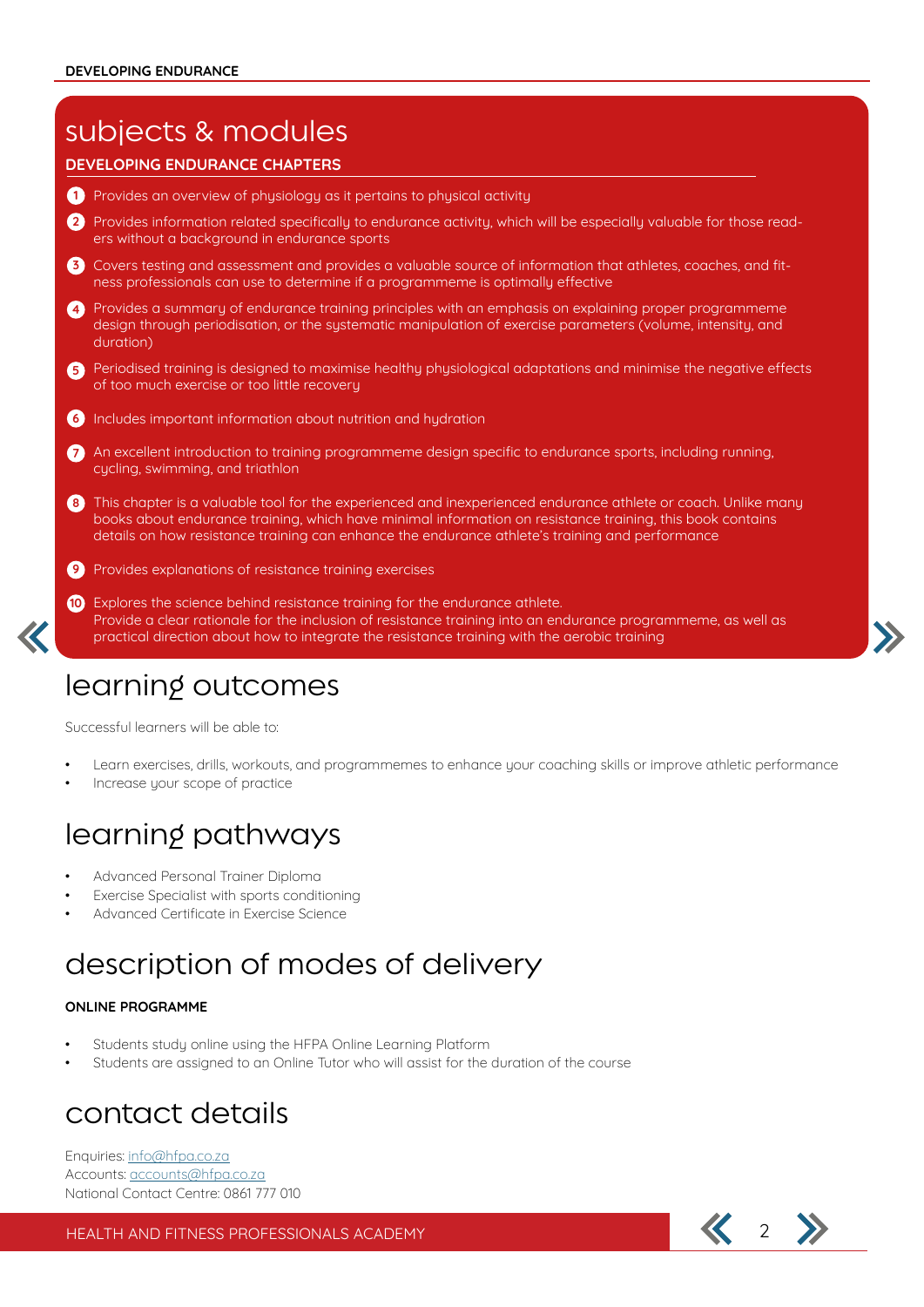## subjects & modules

**DEVELOPING ENDURANCE CHAPTERS**

1. Provides an overview of physiology as it pertains to physical activity
2. Provides information related specifically to endurance activity, which will be especially valuable for those readers without a background in endurance sports
3. Covers testing and assessment and provides a valuable source of information that athletes, coaches, and fitness professionals can use to determine if a programmeme is optimally effective
4. Provides a summary of endurance training principles with an emphasis on explaining proper programmeme design through periodisation, or the systematic manipulation of exercise parameters (volume, intensity, and duration)
5. Periodised training is designed to maximise healthy physiological adaptations and minimise the negative effects of too much exercise or too little recovery
6. Includes important information about nutrition and hydration
7. An excellent introduction to training programmeme design specific to endurance sports, including running, cycling, swimming, and triathlon
8. This chapter is a valuable tool for the experienced and inexperienced endurance athlete or coach. Unlike many books about endurance training, which have minimal information on resistance training, this book contains details on how resistance training can enhance the endurance athlete's training and performance
9. Provides explanations of resistance training exercises
10. Explores the science behind resistance training for the endurance athlete.
    Provide a clear rationale for the inclusion of resistance training into an endurance programmeme, as well as practical direction about how to integrate the resistance training with the aerobic training

## learning outcomes

Successful learners will be able to:

- Learn exercises, drills, workouts, and programmemes to enhance your coaching skills or improve athletic performance
- Increase your scope of practice

## learning pathways

- Advanced Personal Trainer Diploma
- Exercise Specialist with sports conditioning
- Advanced Certificate in Exercise Science

## description of modes of delivery

**ONLINE PROGRAMME**

- Students study online using the HFPA Online Learning Platform
- Students are assigned to an Online Tutor who will assist for the duration of the course

## contact details

Enquiries: info@hfpa.co.za
Accounts: accounts@hfpa.co.za
National Contact Centre: 0861 777 010